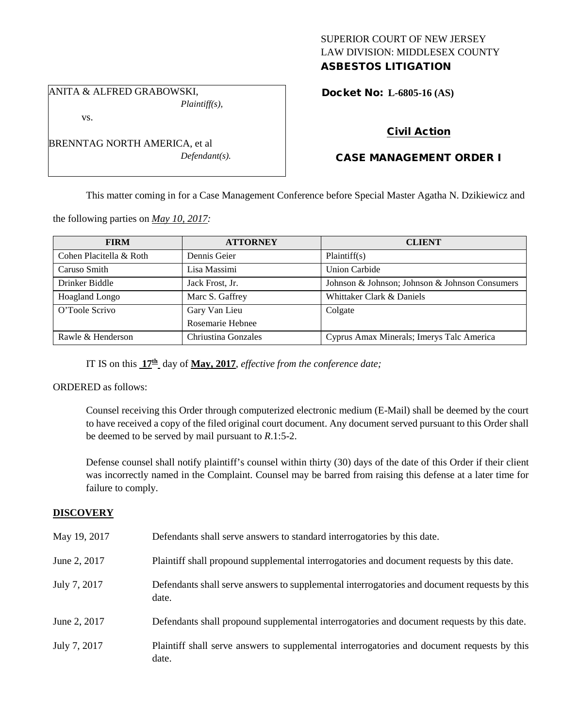SUPERIOR COURT OF NEW JERSEY
LAW DIVISION: MIDDLESEX COUNTY
**ASBESTOS LITIGATION**

ANITA & ALFRED GRABOWSKI,
*Plaintiff(s),*

vs.

BRENNTAG NORTH AMERICA, et al
*Defendant(s).*

**Docket No: L-6805-16 (AS)**

**Civil Action**

**CASE MANAGEMENT ORDER I**

This matter coming in for a Case Management Conference before Special Master Agatha N. Dzikiewicz and the following parties on ***May 10, 2017:***

| FIRM | ATTORNEY | CLIENT |
|---|---|---|
| Cohen Placitella & Roth | Dennis Geier | Plaintiff(s) |
| Caruso Smith | Lisa Massimi | Union Carbide |
| Drinker Biddle | Jack Frost, Jr. | Johnson & Johnson; Johnson & Johnson Consumers |
| Hoagland Longo | Marc S. Gaffrey | Whittaker Clark & Daniels |
| O'Toole Scrivo | Gary Van Lieu<br>Rosemarie Hebnee | Colgate |
| Rawle & Henderson | Chriustina Gonzales | Cyprus Amax Minerals; Imerys Talc America |

IT IS on this **17th** day of **May, 2017**, *effective from the conference date;*

ORDERED as follows:

Counsel receiving this Order through computerized electronic medium (E-Mail) shall be deemed by the court to have received a copy of the filed original court document. Any document served pursuant to this Order shall be deemed to be served by mail pursuant to *R*.1:5-2.

Defense counsel shall notify plaintiff's counsel within thirty (30) days of the date of this Order if their client was incorrectly named in the Complaint. Counsel may be barred from raising this defense at a later time for failure to comply.

## DISCOVERY

| | |
|---|---|
| May 19, 2017 | Defendants shall serve answers to standard interrogatories by this date. |
| June 2, 2017 | Plaintiff shall propound supplemental interrogatories and document requests by this date. |
| July 7, 2017 | Defendants shall serve answers to supplemental interrogatories and document requests by this date. |
| June 2, 2017 | Defendants shall propound supplemental interrogatories and document requests by this date. |
| July 7, 2017 | Plaintiff shall serve answers to supplemental interrogatories and document requests by this date. |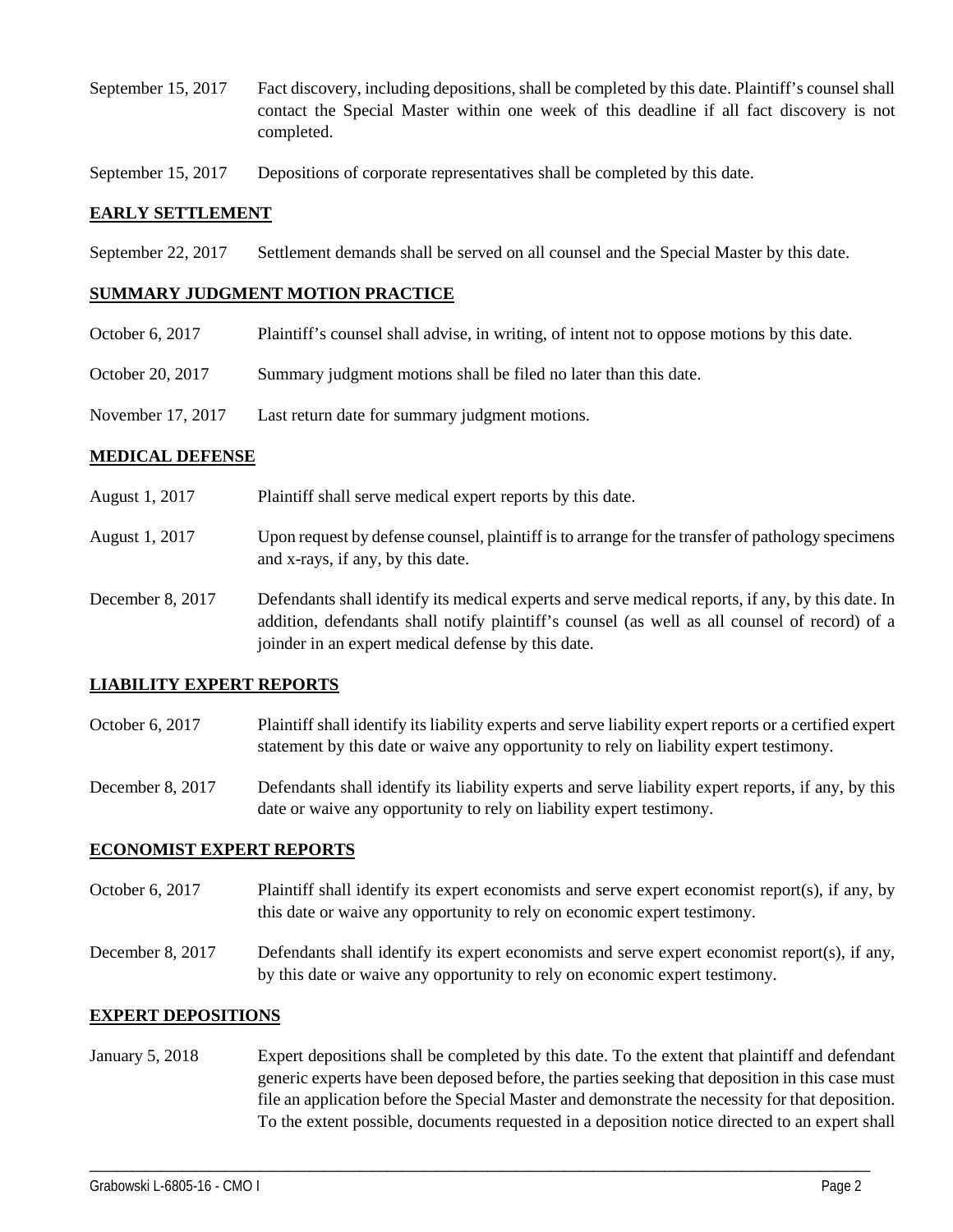September 15, 2017 Fact discovery, including depositions, shall be completed by this date. Plaintiff's counsel shall contact the Special Master within one week of this deadline if all fact discovery is not completed.

September 15, 2017 Depositions of corporate representatives shall be completed by this date.

## EARLY SETTLEMENT

September 22, 2017 Settlement demands shall be served on all counsel and the Special Master by this date.

## SUMMARY JUDGMENT MOTION PRACTICE

October 6, 2017 Plaintiff's counsel shall advise, in writing, of intent not to oppose motions by this date.

October 20, 2017 Summary judgment motions shall be filed no later than this date.

November 17, 2017 Last return date for summary judgment motions.

## MEDICAL DEFENSE

August 1, 2017 Plaintiff shall serve medical expert reports by this date.

August 1, 2017 Upon request by defense counsel, plaintiff is to arrange for the transfer of pathology specimens and x-rays, if any, by this date.

December 8, 2017 Defendants shall identify its medical experts and serve medical reports, if any, by this date. In addition, defendants shall notify plaintiff's counsel (as well as all counsel of record) of a joinder in an expert medical defense by this date.

## LIABILITY EXPERT REPORTS

October 6, 2017 Plaintiff shall identify its liability experts and serve liability expert reports or a certified expert statement by this date or waive any opportunity to rely on liability expert testimony.

December 8, 2017 Defendants shall identify its liability experts and serve liability expert reports, if any, by this date or waive any opportunity to rely on liability expert testimony.

## ECONOMIST EXPERT REPORTS

October 6, 2017 Plaintiff shall identify its expert economists and serve expert economist report(s), if any, by this date or waive any opportunity to rely on economic expert testimony.

December 8, 2017 Defendants shall identify its expert economists and serve expert economist report(s), if any, by this date or waive any opportunity to rely on economic expert testimony.

## EXPERT DEPOSITIONS

January 5, 2018 Expert depositions shall be completed by this date. To the extent that plaintiff and defendant generic experts have been deposed before, the parties seeking that deposition in this case must file an application before the Special Master and demonstrate the necessity for that deposition. To the extent possible, documents requested in a deposition notice directed to an expert shall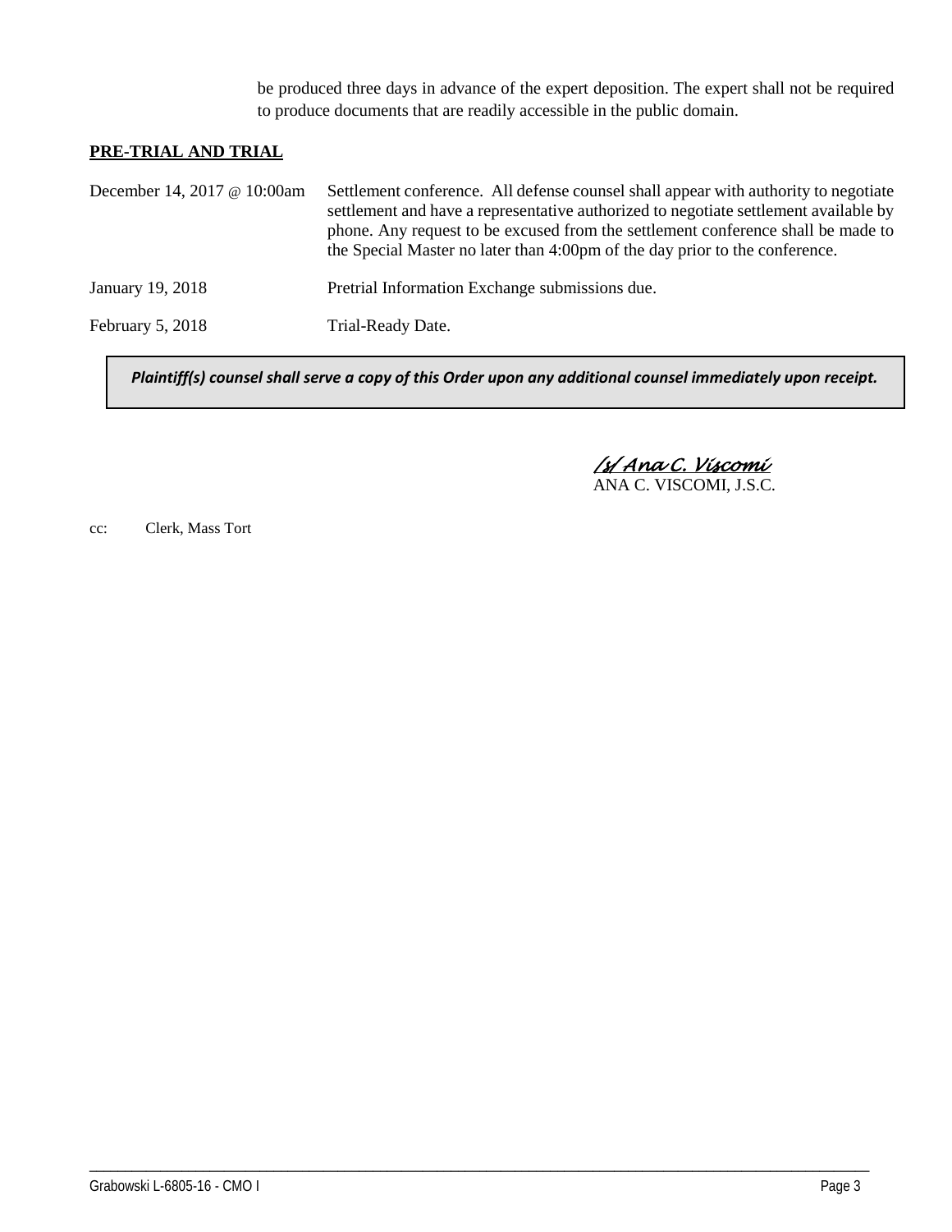be produced three days in advance of the expert deposition. The expert shall not be required to produce documents that are readily accessible in the public domain.

**PRE-TRIAL AND TRIAL**

| | |
|---|---|
| December 14, 2017 @ 10:00am | Settlement conference. All defense counsel shall appear with authority to negotiate settlement and have a representative authorized to negotiate settlement available by phone. Any request to be excused from the settlement conference shall be made to the Special Master no later than 4:00pm of the day prior to the conference. |
| January 19, 2018 | Pretrial Information Exchange submissions due. |
| February 5, 2018 | Trial-Ready Date. |

***Plaintiff(s) counsel shall serve a copy of this Order upon any additional counsel immediately upon receipt.***

*/s/ Ana C. Viscomi*
ANA C. VISCOMI, J.S.C.

cc: Clerk, Mass Tort